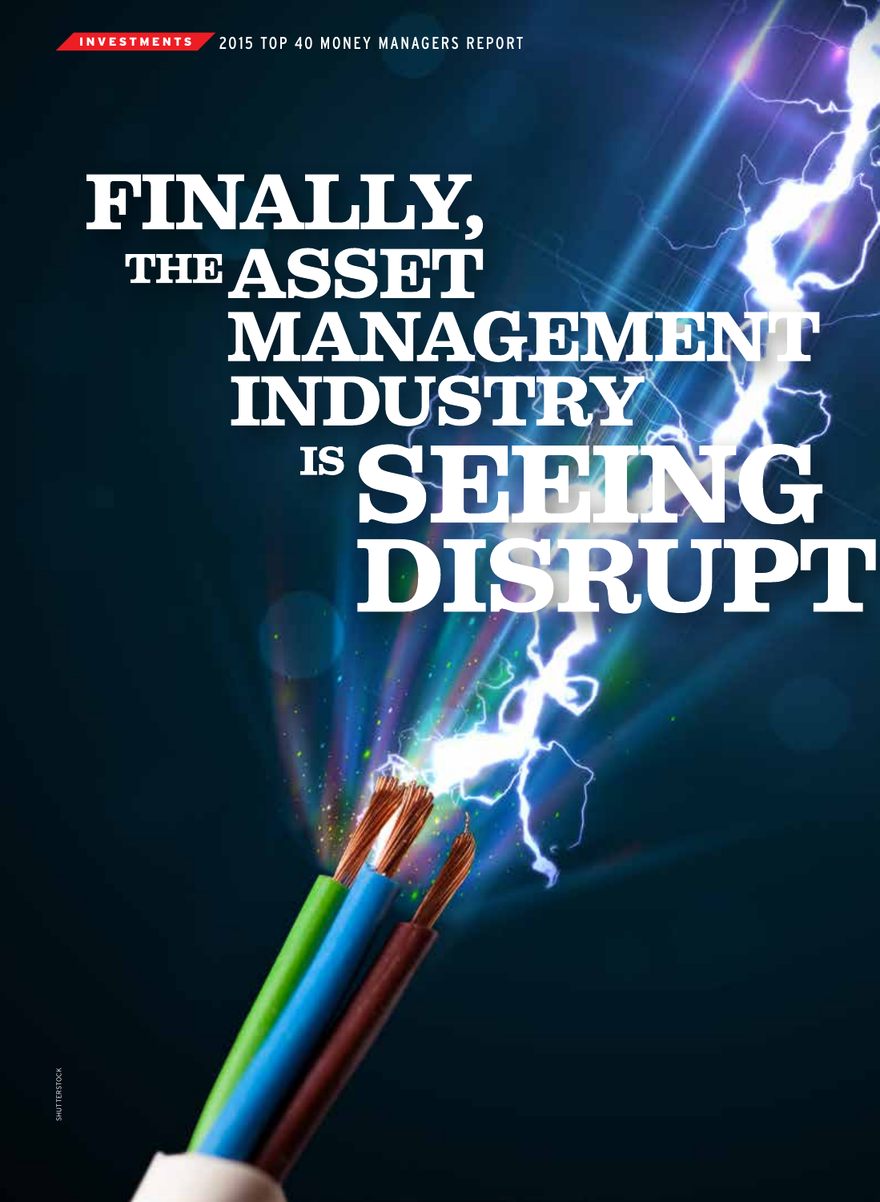INVESTMENTS 2015 TOP 40 MONEY MANAGERS REPORT

# FINALLY, THE ASSET MANAGEMENT INDUSTRY IS SEEING DISRUPT

SHUTTERSTOCK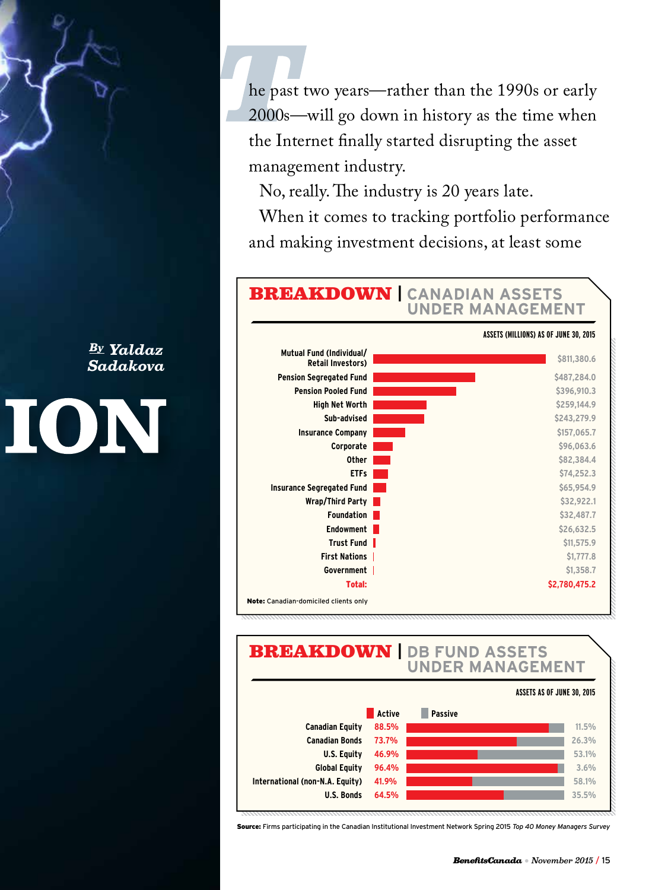# ION

***By* Yaldaz Sadakova**

The past two years—rather than the 1990s or early 2000s—will go down in history as the time when the Internet finally started disrupting the asset management industry.

No, really. The industry is 20 years late.

When it comes to tracking portfolio performance and making investment decisions, at least some

## BREAKDOWN | CANADIAN ASSETS UNDER MANAGEMENT

ASSETS (MILLIONS) AS OF JUNE 30, 2015

| Client type | Assets (millions) |
|---|---|
| Mutual Fund (Individual/ Retail Investors) | $811,380.6 |
| Pension Segregated Fund | $487,284.0 |
| Pension Pooled Fund | $396,910.3 |
| High Net Worth | $259,144.9 |
| Sub-advised | $243,279.9 |
| Insurance Company | $157,065.7 |
| Corporate | $96,063.6 |
| Other | $82,384.4 |
| ETFs | $74,252.3 |
| Insurance Segregated Fund | $65,954.9 |
| Wrap/Third Party | $32,922.1 |
| Foundation | $32,487.7 |
| Endowment | $26,632.5 |
| Trust Fund | $11,575.9 |
| First Nations | $1,777.8 |
| Government | $1,358.7 |
| **Total:** | **$2,780,475.2** |

**Note:** Canadian-domiciled clients only

## BREAKDOWN | DB FUND ASSETS UNDER MANAGEMENT

ASSETS AS OF JUNE 30, 2015

| Asset class | Active | Passive |
|---|---|---|
| Canadian Equity | 88.5% | 11.5% |
| Canadian Bonds | 73.7% | 26.3% |
| U.S. Equity | 46.9% | 53.1% |
| Global Equity | 96.4% | 3.6% |
| International (non-N.A. Equity) | 41.9% | 58.1% |
| U.S. Bonds | 64.5% | 35.5% |

**Source:** Firms participating in the Canadian Institutional Investment Network Spring 2015 *Top 40 Money Managers Survey*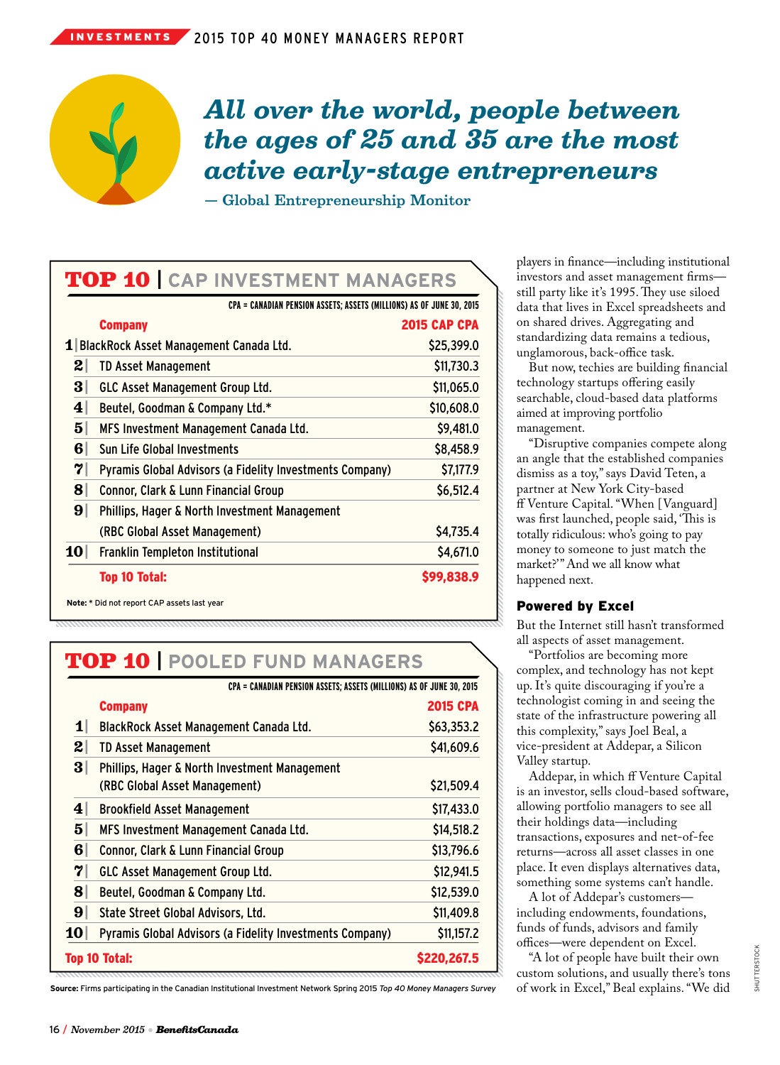*All over the world, people between the ages of 25 and 35 are the most active early-stage entrepreneurs*

**— Global Entrepreneurship Monitor**

## TOP 10 | CAP INVESTMENT MANAGERS

CPA = CANADIAN PENSION ASSETS; ASSETS (MILLIONS) AS OF JUNE 30, 2015

| | Company | 2015 CAP CPA |
|---|---|---|
| 1 | BlackRock Asset Management Canada Ltd. | $25,399.0 |
| 2 | TD Asset Management | $11,730.3 |
| 3 | GLC Asset Management Group Ltd. | $11,065.0 |
| 4 | Beutel, Goodman & Company Ltd.* | $10,608.0 |
| 5 | MFS Investment Management Canada Ltd. | $9,481.0 |
| 6 | Sun Life Global Investments | $8,458.9 |
| 7 | Pyramis Global Advisors (a Fidelity Investments Company) | $7,177.9 |
| 8 | Connor, Clark & Lunn Financial Group | $6,512.4 |
| 9 | Phillips, Hager & North Investment Management (RBC Global Asset Management) | $4,735.4 |
| 10 | Franklin Templeton Institutional | $4,671.0 |
| | **Top 10 Total:** | **$99,838.9** |

**Note:** * Did not report CAP assets last year

## TOP 10 | POOLED FUND MANAGERS

CPA = CANADIAN PENSION ASSETS; ASSETS (MILLIONS) AS OF JUNE 30, 2015

| | Company | 2015 CPA |
|---|---|---|
| 1 | BlackRock Asset Management Canada Ltd. | $63,353.2 |
| 2 | TD Asset Management | $41,609.6 |
| 3 | Phillips, Hager & North Investment Management (RBC Global Asset Management) | $21,509.4 |
| 4 | Brookfield Asset Management | $17,433.0 |
| 5 | MFS Investment Management Canada Ltd. | $14,518.2 |
| 6 | Connor, Clark & Lunn Financial Group | $13,796.6 |
| 7 | GLC Asset Management Group Ltd. | $12,941.5 |
| 8 | Beutel, Goodman & Company Ltd. | $12,539.0 |
| 9 | State Street Global Advisors, Ltd. | $11,409.8 |
| 10 | Pyramis Global Advisors (a Fidelity Investments Company) | $11,157.2 |
| | **Top 10 Total:** | **$220,267.5** |

**Source:** Firms participating in the Canadian Institutional Investment Network Spring 2015 *Top 40 Money Managers Survey*

players in finance—including institutional investors and asset management firms—still party like it's 1995. They use siloed data that lives in Excel spreadsheets and on shared drives. Aggregating and standardizing data remains a tedious, unglamorous, back-office task.

But now, techies are building financial technology startups offering easily searchable, cloud-based data platforms aimed at improving portfolio management.

"Disruptive companies compete along an angle that the established companies dismiss as a toy," says David Teten, a partner at New York City-based ff Venture Capital. "When [Vanguard] was first launched, people said, 'This is totally ridiculous: who's going to pay money to someone to just match the market?'" And we all know what happened next.

### Powered by Excel

But the Internet still hasn't transformed all aspects of asset management.

"Portfolios are becoming more complex, and technology has not kept up. It's quite discouraging if you're a technologist coming in and seeing the state of the infrastructure powering all this complexity," says Joel Beal, a vice-president at Addepar, a Silicon Valley startup.

Addepar, in which ff Venture Capital is an investor, sells cloud-based software, allowing portfolio managers to see all their holdings data—including transactions, exposures and net-of-fee returns—across all asset classes in one place. It even displays alternatives data, something some systems can't handle.

A lot of Addepar's customers—including endowments, foundations, funds of funds, advisors and family offices—were dependent on Excel.

"A lot of people have built their own custom solutions, and usually there's tons of work in Excel," Beal explains. "We did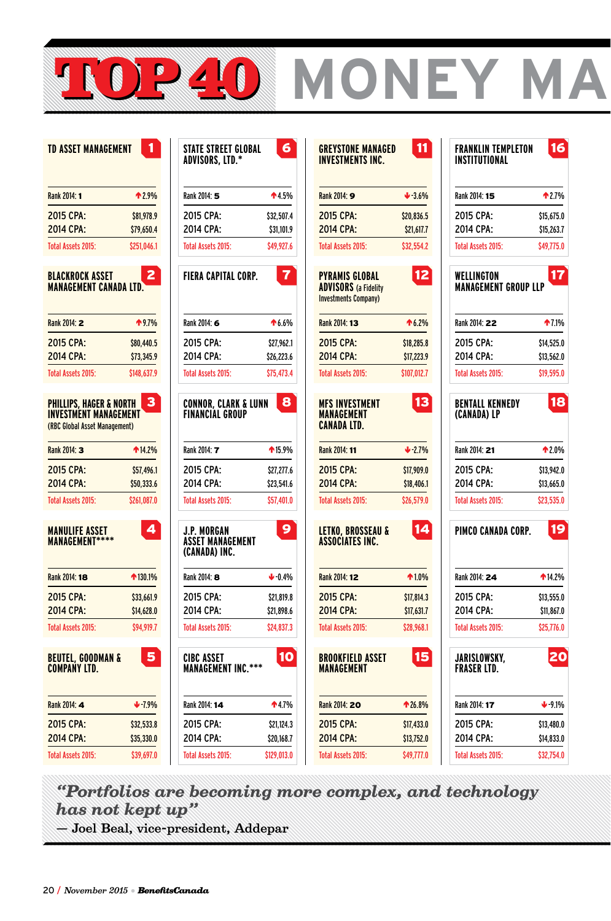# TOP 40 MONEY MA

| Rank | Firm | Rank 2014 | Change | 2015 CPA | 2014 CPA | Total Assets 2015 |
|---|---|---|---|---|---|---|
| 1 | TD ASSET MANAGEMENT | 1 | ↑2.9% | $81,978.9 | $79,650.4 | $251,046.1 |
| 2 | BLACKROCK ASSET MANAGEMENT CANADA LTD. | 2 | ↑9.7% | $80,440.5 | $73,345.9 | $148,637.9 |
| 3 | PHILLIPS, HAGER & NORTH INVESTMENT MANAGEMENT (RBC Global Asset Management) | 3 | ↑14.2% | $57,496.1 | $50,333.6 | $261,087.0 |
| 4 | MANULIFE ASSET MANAGEMENT**** | 18 | ↑130.1% | $33,661.9 | $14,628.0 | $94,919.7 |
| 5 | BEUTEL, GOODMAN & COMPANY LTD. | 4 | ↓-7.9% | $32,533.8 | $35,330.0 | $39,697.0 |
| 6 | STATE STREET GLOBAL ADVISORS, LTD.* | 5 | ↑4.5% | $32,507.4 | $31,101.9 | $49,927.6 |
| 7 | FIERA CAPITAL CORP. | 6 | ↑6.6% | $27,962.1 | $26,223.6 | $75,473.4 |
| 8 | CONNOR, CLARK & LUNN FINANCIAL GROUP | 7 | ↑15.9% | $27,277.6 | $23,541.6 | $57,401.0 |
| 9 | J.P. MORGAN ASSET MANAGEMENT (CANADA) INC. | 8 | ↓-0.4% | $21,819.8 | $21,898.6 | $24,837.3 |
| 10 | CIBC ASSET MANAGEMENT INC.*** | 14 | ↑4.7% | $21,124.3 | $20,168.7 | $129,013.0 |
| 11 | GREYSTONE MANAGED INVESTMENTS INC. | 9 | ↓-3.6% | $20,836.5 | $21,617.7 | $32,554.2 |
| 12 | PYRAMIS GLOBAL ADVISORS (a Fidelity Investments Company) | 13 | ↑6.2% | $18,285.8 | $17,223.9 | $107,012.7 |
| 13 | MFS INVESTMENT MANAGEMENT CANADA LTD. | 11 | ↓-2.7% | $17,909.0 | $18,406.1 | $26,579.0 |
| 14 | LETKO, BROSSEAU & ASSOCIATES INC. | 12 | ↑1.0% | $17,814.3 | $17,631.7 | $28,968.1 |
| 15 | BROOKFIELD ASSET MANAGEMENT | 20 | ↑26.8% | $17,433.0 | $13,752.0 | $49,777.0 |
| 16 | FRANKLIN TEMPLETON INSTITUTIONAL | 15 | ↑2.7% | $15,675.0 | $15,263.7 | $49,775.0 |
| 17 | WELLINGTON MANAGEMENT GROUP LLP | 22 | ↑7.1% | $14,525.0 | $13,562.0 | $19,595.0 |
| 18 | BENTALL KENNEDY (CANADA) LP | 21 | ↑2.0% | $13,942.0 | $13,665.0 | $23,535.0 |
| 19 | PIMCO CANADA CORP. | 24 | ↑14.2% | $13,555.0 | $11,867.0 | $25,776.0 |
| 20 | JARISLOWSKY, FRASER LTD. | 17 | ↓-9.1% | $13,480.0 | $14,833.0 | $32,754.0 |

*“Portfolios are becoming more complex, and technology has not kept up”*
— Joel Beal, vice-president, Addepar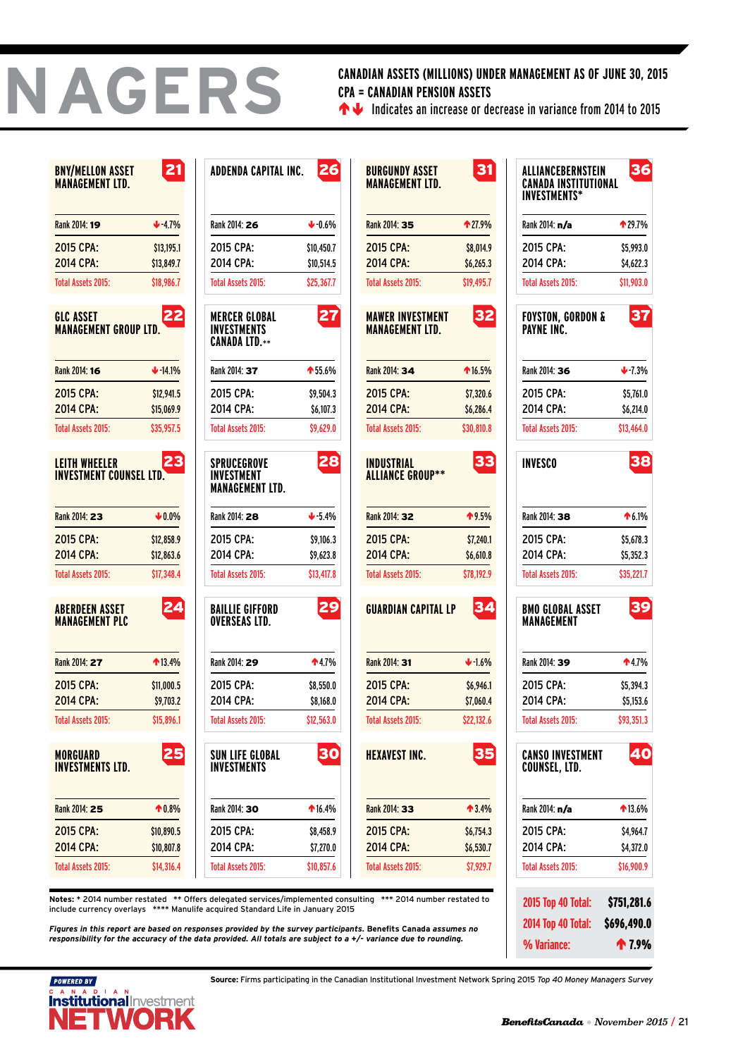# NAGERS

**CANADIAN ASSETS (MILLIONS) UNDER MANAGEMENT AS OF JUNE 30, 2015**
**CPA = CANADIAN PENSION ASSETS**
↑↓ Indicates an increase or decrease in variance from 2014 to 2015

| Rank 2015 | Manager | Rank 2014 | Variance | 2015 CPA | 2014 CPA | Total Assets 2015 |
|---|---|---|---|---|---|---|
| 21 | BNY/MELLON ASSET MANAGEMENT LTD. | 19 | ↓-4.7% | $13,195.1 | $13,849.7 | $18,986.7 |
| 22 | GLC ASSET MANAGEMENT GROUP LTD. | 16 | ↓-14.1% | $12,941.5 | $15,069.9 | $35,957.5 |
| 23 | LEITH WHEELER INVESTMENT COUNSEL LTD. | 23 | ↓0.0% | $12,858.9 | $12,863.6 | $17,348.4 |
| 24 | ABERDEEN ASSET MANAGEMENT PLC | 27 | ↑13.4% | $11,000.5 | $9,703.2 | $15,896.1 |
| 25 | MORGUARD INVESTMENTS LTD. | 25 | ↑0.8% | $10,890.5 | $10,807.8 | $14,316.4 |
| 26 | ADDENDA CAPITAL INC. | 26 | ↓-0.6% | $10,450.7 | $10,514.5 | $25,367.7 |
| 27 | MERCER GLOBAL INVESTMENTS CANADA LTD.** | 37 | ↑55.6% | $9,504.3 | $6,107.3 | $9,629.0 |
| 28 | SPRUCEGROVE INVESTMENT MANAGEMENT LTD. | 28 | ↓-5.4% | $9,106.3 | $9,623.8 | $13,417.8 |
| 29 | BAILLIE GIFFORD OVERSEAS LTD. | 29 | ↑4.7% | $8,550.0 | $8,168.0 | $12,563.0 |
| 30 | SUN LIFE GLOBAL INVESTMENTS | 30 | ↑16.4% | $8,458.9 | $7,270.0 | $10,857.6 |
| 31 | BURGUNDY ASSET MANAGEMENT LTD. | 35 | ↑27.9% | $8,014.9 | $6,265.3 | $19,495.7 |
| 32 | MAWER INVESTMENT MANAGEMENT LTD. | 34 | ↑16.5% | $7,320.6 | $6,286.4 | $30,810.8 |
| 33 | INDUSTRIAL ALLIANCE GROUP** | 32 | ↑9.5% | $7,240.1 | $6,610.8 | $78,192.9 |
| 34 | GUARDIAN CAPITAL LP | 31 | ↓-1.6% | $6,946.1 | $7,060.4 | $22,132.6 |
| 35 | HEXAVEST INC. | 33 | ↑3.4% | $6,754.3 | $6,530.7 | $7,929.7 |
| 36 | ALLIANCEBERNSTEIN CANADA INSTITUTIONAL INVESTMENTS* | n/a | ↑29.7% | $5,993.0 | $4,622.3 | $11,903.0 |
| 37 | FOYSTON, GORDON & PAYNE INC. | 36 | ↓-7.3% | $5,761.0 | $6,214.0 | $13,464.0 |
| 38 | INVESCO | 38 | ↑6.1% | $5,678.3 | $5,352.3 | $35,221.7 |
| 39 | BMO GLOBAL ASSET MANAGEMENT | 39 | ↑4.7% | $5,394.3 | $5,153.6 | $93,351.3 |
| 40 | CANSO INVESTMENT COUNSEL, LTD. | n/a | ↑13.6% | $4,964.7 | $4,372.0 | $16,900.9 |

| | |
|---|---|
| 2015 Top 40 Total: | $751,281.6 |
| 2014 Top 40 Total: | $696,490.0 |
| % Variance: | ↑ 7.9% |

**Notes:** * 2014 number restated ** Offers delegated services/implemented consulting *** 2014 number restated to include currency overlays **** Manulife acquired Standard Life in January 2015

***Figures in this report are based on responses provided by the survey participants. Benefits Canada assumes no responsibility for the accuracy of the data provided. All totals are subject to a +/- variance due to rounding.***

**Source:** Firms participating in the Canadian Institutional Investment Network Spring 2015 *Top 40 Money Managers Survey*

POWERED BY Canadian Institutional Investment NETWORK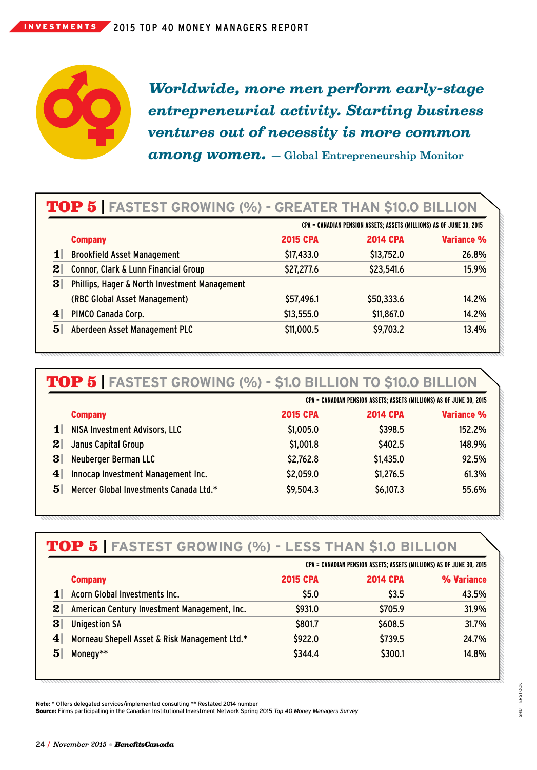INVESTMENTS 2015 TOP 40 MONEY MANAGERS REPORT

***Worldwide, more men perform early-stage entrepreneurial activity. Starting business ventures out of necessity is more common among women.*** — Global Entrepreneurship Monitor

## TOP 5 | FASTEST GROWING (%) - GREATER THAN $10.0 BILLION

CPA = CANADIAN PENSION ASSETS; ASSETS (MILLIONS) AS OF JUNE 30, 2015

| | Company | 2015 CPA | 2014 CPA | Variance % |
|---|---|---|---|---|
| 1 | Brookfield Asset Management | $17,433.0 | $13,752.0 | 26.8% |
| 2 | Connor, Clark & Lunn Financial Group | $27,277.6 | $23,541.6 | 15.9% |
| 3 | Phillips, Hager & North Investment Management (RBC Global Asset Management) | $57,496.1 | $50,333.6 | 14.2% |
| 4 | PIMCO Canada Corp. | $13,555.0 | $11,867.0 | 14.2% |
| 5 | Aberdeen Asset Management PLC | $11,000.5 | $9,703.2 | 13.4% |

## TOP 5 | FASTEST GROWING (%) - $1.0 BILLION TO $10.0 BILLION

CPA = CANADIAN PENSION ASSETS; ASSETS (MILLIONS) AS OF JUNE 30, 2015

| | Company | 2015 CPA | 2014 CPA | Variance % |
|---|---|---|---|---|
| 1 | NISA Investment Advisors, LLC | $1,005.0 | $398.5 | 152.2% |
| 2 | Janus Capital Group | $1,001.8 | $402.5 | 148.9% |
| 3 | Neuberger Berman LLC | $2,762.8 | $1,435.0 | 92.5% |
| 4 | Innocap Investment Management Inc. | $2,059.0 | $1,276.5 | 61.3% |
| 5 | Mercer Global Investments Canada Ltd.* | $9,504.3 | $6,107.3 | 55.6% |

## TOP 5 | FASTEST GROWING (%) - LESS THAN $1.0 BILLION

CPA = CANADIAN PENSION ASSETS; ASSETS (MILLIONS) AS OF JUNE 30, 2015

| | Company | 2015 CPA | 2014 CPA | % Variance |
|---|---|---|---|---|
| 1 | Acorn Global Investments Inc. | $5.0 | $3.5 | 43.5% |
| 2 | American Century Investment Management, Inc. | $931.0 | $705.9 | 31.9% |
| 3 | Unigestion SA | $801.7 | $608.5 | 31.7% |
| 4 | Morneau Shepell Asset & Risk Management Ltd.* | $922.0 | $739.5 | 24.7% |
| 5 | Monegy** | $344.4 | $300.1 | 14.8% |

**Note:** * Offers delegated services/implemented consulting ** Restated 2014 number
**Source:** Firms participating in the Canadian Institutional Investment Network Spring 2015 *Top 40 Money Managers Survey*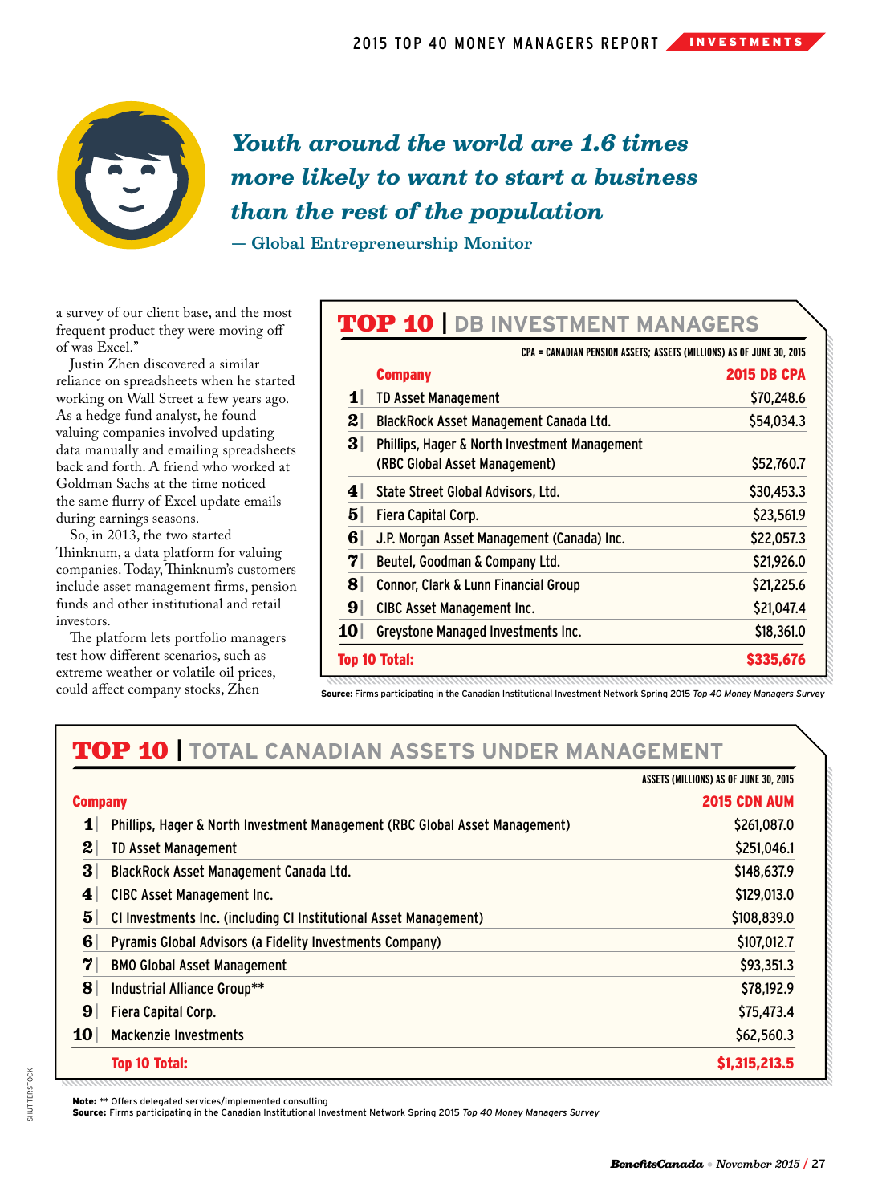*Youth around the world are 1.6 times more likely to want to start a business than the rest of the population*

**— Global Entrepreneurship Monitor**

a survey of our client base, and the most frequent product they were moving off of was Excel."

Justin Zhen discovered a similar reliance on spreadsheets when he started working on Wall Street a few years ago. As a hedge fund analyst, he found valuing companies involved updating data manually and emailing spreadsheets back and forth. A friend who worked at Goldman Sachs at the time noticed the same flurry of Excel update emails during earnings seasons.

So, in 2013, the two started Thinknum, a data platform for valuing companies. Today, Thinknum's customers include asset management firms, pension funds and other institutional and retail investors.

The platform lets portfolio managers test how different scenarios, such as extreme weather or volatile oil prices, could affect company stocks, Zhen

## TOP 10 | DB INVESTMENT MANAGERS

CPA = CANADIAN PENSION ASSETS; ASSETS (MILLIONS) AS OF JUNE 30, 2015

| | Company | 2015 DB CPA |
|---|---|---|
| 1 | TD Asset Management | $70,248.6 |
| 2 | BlackRock Asset Management Canada Ltd. | $54,034.3 |
| 3 | Phillips, Hager & North Investment Management (RBC Global Asset Management) | $52,760.7 |
| 4 | State Street Global Advisors, Ltd. | $30,453.3 |
| 5 | Fiera Capital Corp. | $23,561.9 |
| 6 | J.P. Morgan Asset Management (Canada) Inc. | $22,057.3 |
| 7 | Beutel, Goodman & Company Ltd. | $21,926.0 |
| 8 | Connor, Clark & Lunn Financial Group | $21,225.6 |
| 9 | CIBC Asset Management Inc. | $21,047.4 |
| 10 | Greystone Managed Investments Inc. | $18,361.0 |
| | **Top 10 Total:** | **$335,676** |

**Source:** Firms participating in the Canadian Institutional Investment Network Spring 2015 *Top 40 Money Managers Survey*

## TOP 10 | TOTAL CANADIAN ASSETS UNDER MANAGEMENT

ASSETS (MILLIONS) AS OF JUNE 30, 2015

| | Company | 2015 CDN AUM |
|---|---|---|
| 1 | Phillips, Hager & North Investment Management (RBC Global Asset Management) | $261,087.0 |
| 2 | TD Asset Management | $251,046.1 |
| 3 | BlackRock Asset Management Canada Ltd. | $148,637.9 |
| 4 | CIBC Asset Management Inc. | $129,013.0 |
| 5 | CI Investments Inc. (including CI Institutional Asset Management) | $108,839.0 |
| 6 | Pyramis Global Advisors (a Fidelity Investments Company) | $107,012.7 |
| 7 | BMO Global Asset Management | $93,351.3 |
| 8 | Industrial Alliance Group** | $78,192.9 |
| 9 | Fiera Capital Corp. | $75,473.4 |
| 10 | Mackenzie Investments | $62,560.3 |
| | **Top 10 Total:** | **$1,315,213.5** |

**Note:** ** Offers delegated services/implemented consulting
**Source:** Firms participating in the Canadian Institutional Investment Network Spring 2015 *Top 40 Money Managers Survey*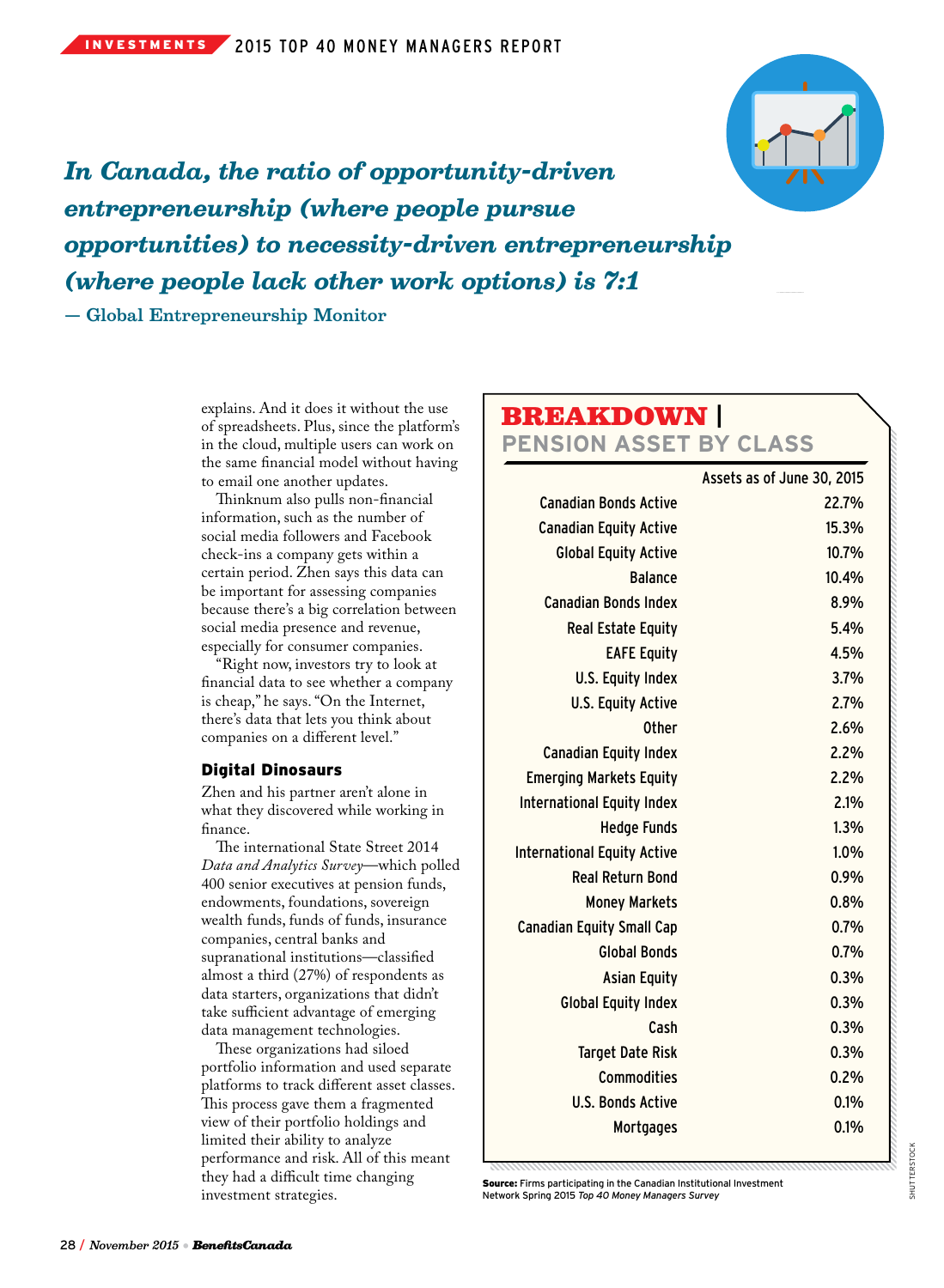*In Canada, the ratio of opportunity-driven entrepreneurship (where people pursue opportunities) to necessity-driven entrepreneurship (where people lack other work options) is 7:1*

— Global Entrepreneurship Monitor

explains. And it does it without the use of spreadsheets. Plus, since the platform's in the cloud, multiple users can work on the same financial model without having to email one another updates.

Thinknum also pulls non-financial information, such as the number of social media followers and Facebook check-ins a company gets within a certain period. Zhen says this data can be important for assessing companies because there's a big correlation between social media presence and revenue, especially for consumer companies.

"Right now, investors try to look at financial data to see whether a company is cheap," he says. "On the Internet, there's data that lets you think about companies on a different level."

### Digital Dinosaurs

Zhen and his partner aren't alone in what they discovered while working in finance.

The international State Street 2014 *Data and Analytics Survey*—which polled 400 senior executives at pension funds, endowments, foundations, sovereign wealth funds, funds of funds, insurance companies, central banks and supranational institutions—classified almost a third (27%) of respondents as data starters, organizations that didn't take sufficient advantage of emerging data management technologies.

These organizations had siloed portfolio information and used separate platforms to track different asset classes. This process gave them a fragmented view of their portfolio holdings and limited their ability to analyze performance and risk. All of this meant they had a difficult time changing investment strategies.

## BREAKDOWN | PENSION ASSET BY CLASS

| | Assets as of June 30, 2015 |
|---|---|
| Canadian Bonds Active | 22.7% |
| Canadian Equity Active | 15.3% |
| Global Equity Active | 10.7% |
| Balance | 10.4% |
| Canadian Bonds Index | 8.9% |
| Real Estate Equity | 5.4% |
| EAFE Equity | 4.5% |
| U.S. Equity Index | 3.7% |
| U.S. Equity Active | 2.7% |
| Other | 2.6% |
| Canadian Equity Index | 2.2% |
| Emerging Markets Equity | 2.2% |
| International Equity Index | 2.1% |
| Hedge Funds | 1.3% |
| International Equity Active | 1.0% |
| Real Return Bond | 0.9% |
| Money Markets | 0.8% |
| Canadian Equity Small Cap | 0.7% |
| Global Bonds | 0.7% |
| Asian Equity | 0.3% |
| Global Equity Index | 0.3% |
| Cash | 0.3% |
| Target Date Risk | 0.3% |
| Commodities | 0.2% |
| U.S. Bonds Active | 0.1% |
| Mortgages | 0.1% |

**Source:** Firms participating in the Canadian Institutional Investment Network Spring 2015 *Top 40 Money Managers Survey*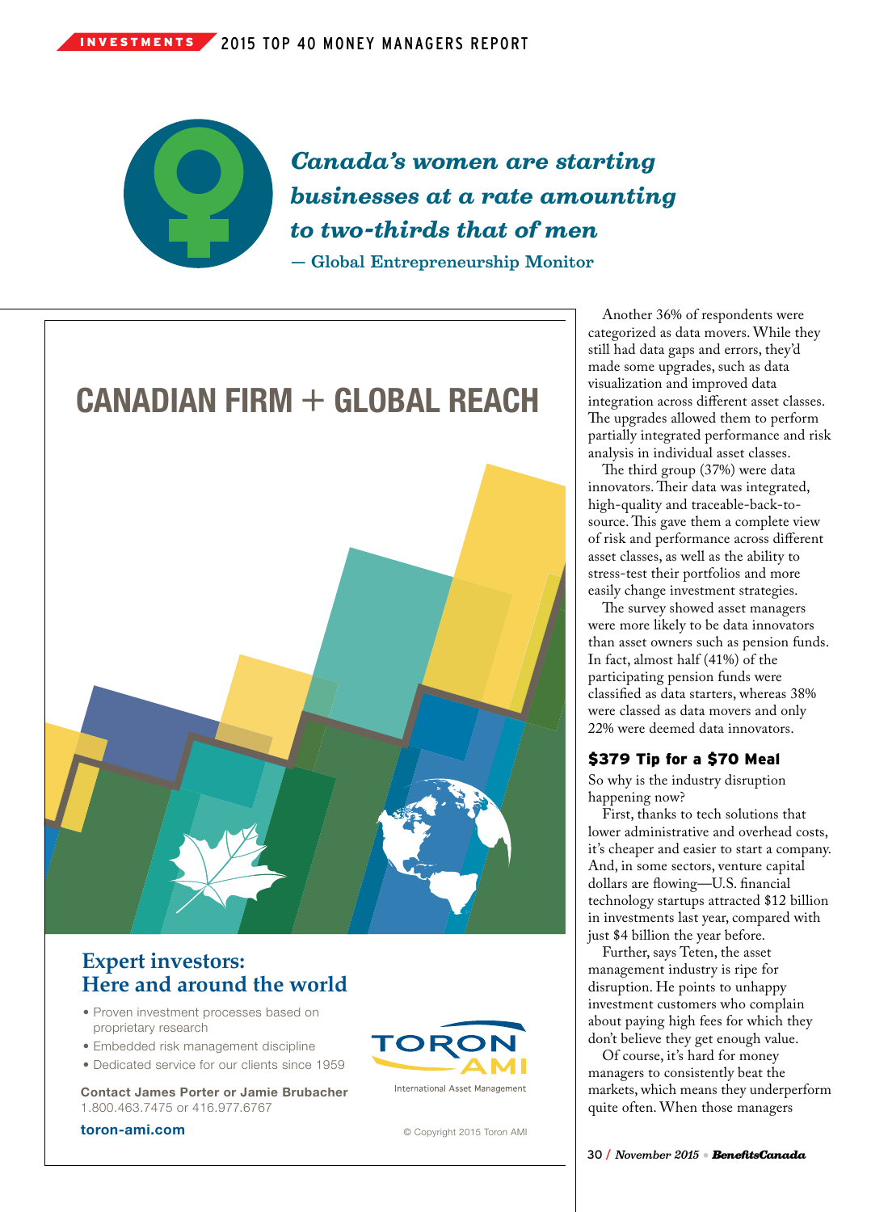*Canada's women are starting businesses at a rate amounting to two-thirds that of men*

**— Global Entrepreneurship Monitor**

# CANADIAN FIRM + GLOBAL REACH

## Expert investors: Here and around the world

- Proven investment processes based on proprietary research
- Embedded risk management discipline
- Dedicated service for our clients since 1959

**Contact James Porter or Jamie Brubacher**
1.800.463.7475 or 416.977.6767

**toron-ami.com**

TORON AMI
International Asset Management

© Copyright 2015 Toron AMI

Another 36% of respondents were categorized as data movers. While they still had data gaps and errors, they'd made some upgrades, such as data visualization and improved data integration across different asset classes. The upgrades allowed them to perform partially integrated performance and risk analysis in individual asset classes.

The third group (37%) were data innovators. Their data was integrated, high-quality and traceable-back-to-source. This gave them a complete view of risk and performance across different asset classes, as well as the ability to stress-test their portfolios and more easily change investment strategies.

The survey showed asset managers were more likely to be data innovators than asset owners such as pension funds. In fact, almost half (41%) of the participating pension funds were classified as data starters, whereas 38% were classed as data movers and only 22% were deemed data innovators.

### $379 Tip for a $70 Meal

So why is the industry disruption happening now?

First, thanks to tech solutions that lower administrative and overhead costs, it's cheaper and easier to start a company. And, in some sectors, venture capital dollars are flowing—U.S. financial technology startups attracted $12 billion in investments last year, compared with just $4 billion the year before.

Further, says Teten, the asset management industry is ripe for disruption. He points to unhappy investment customers who complain about paying high fees for which they don't believe they get enough value.

Of course, it's hard for money managers to consistently beat the markets, which means they underperform quite often. When those managers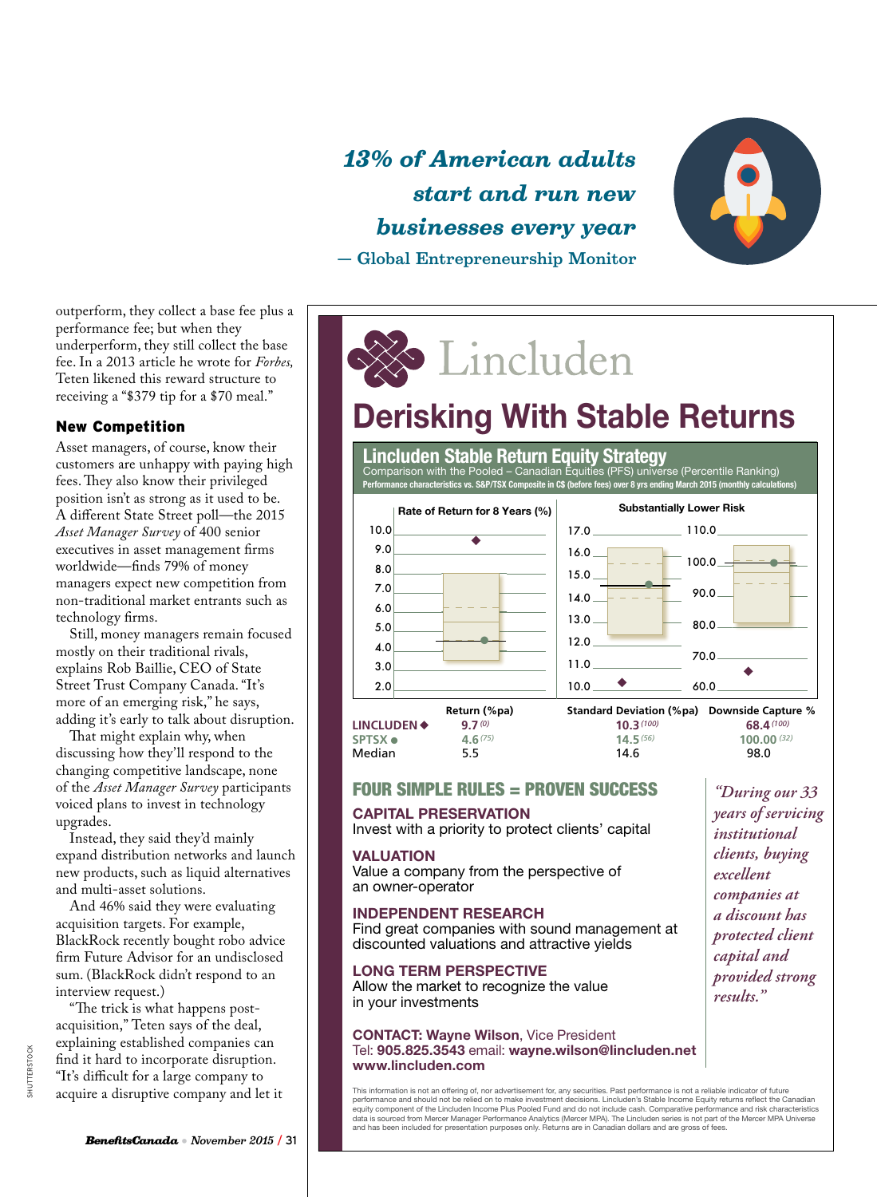*13% of American adults start and run new businesses every year*

— Global Entrepreneurship Monitor

outperform, they collect a base fee plus a performance fee; but when they underperform, they still collect the base fee. In a 2013 article he wrote for *Forbes,* Teten likened this reward structure to receiving a "$379 tip for a $70 meal."

### New Competition

Asset managers, of course, know their customers are unhappy with paying high fees. They also know their privileged position isn't as strong as it used to be. A different State Street poll—the 2015 *Asset Manager Survey* of 400 senior executives in asset management firms worldwide—finds 79% of money managers expect new competition from non-traditional market entrants such as technology firms.

Still, money managers remain focused mostly on their traditional rivals, explains Rob Baillie, CEO of State Street Trust Company Canada. "It's more of an emerging risk," he says, adding it's early to talk about disruption.

That might explain why, when discussing how they'll respond to the changing competitive landscape, none of the *Asset Manager Survey* participants voiced plans to invest in technology upgrades.

Instead, they said they'd mainly expand distribution networks and launch new products, such as liquid alternatives and multi-asset solutions.

And 46% said they were evaluating acquisition targets. For example, BlackRock recently bought robo advice firm Future Advisor for an undisclosed sum. (BlackRock didn't respond to an interview request.)

"The trick is what happens post-acquisition," Teten says of the deal, explaining established companies can find it hard to incorporate disruption. "It's difficult for a large company to acquire a disruptive company and let it

---

# Lincluden

## Derisking With Stable Returns

### Lincluden Stable Return Equity Strategy

Comparison with the Pooled – Canadian Equities (PFS) universe (Percentile Ranking)

Performance characteristics vs. S&P/TSX Composite in C$ (before fees) over 8 yrs ending March 2015 (monthly calculations)

Rate of Return for 8 Years (%) | Substantially Lower Risk

| | Return (%pa) | Standard Deviation (%pa) | Downside Capture % |
|---|---|---|---|
| LINCLUDEN ◆ | 9.7 (0) | 10.3 (100) | 68.4 (100) |
| SPTSX ● | 4.6 (75) | 14.5 (56) | 100.00 (32) |
| Median | 5.5 | 14.6 | 98.0 |

### FOUR SIMPLE RULES = PROVEN SUCCESS

**CAPITAL PRESERVATION**
Invest with a priority to protect clients' capital

**VALUATION**
Value a company from the perspective of an owner-operator

**INDEPENDENT RESEARCH**
Find great companies with sound management at discounted valuations and attractive yields

**LONG TERM PERSPECTIVE**
Allow the market to recognize the value in your investments

*"During our 33 years of servicing institutional clients, buying excellent companies at a discount has protected client capital and provided strong results."*

**CONTACT: Wayne Wilson**, Vice President
Tel: **905.825.3543** email: **wayne.wilson@lincluden.net**
**www.lincluden.com**

This information is not an offering of, nor advertisement for, any securities. Past performance is not a reliable indicator of future performance and should not be relied on to make investment decisions. Lincluden's Stable Income Equity returns reflect the Canadian equity component of the Lincluden Income Plus Pooled Fund and do not include cash. Comparative performance and risk characteristics data is sourced from Mercer Manager Performance Analytics (Mercer MPA). The Lincluden series is not part of the Mercer MPA Universe and has been included for presentation purposes only. Returns are in Canadian dollars and are gross of fees.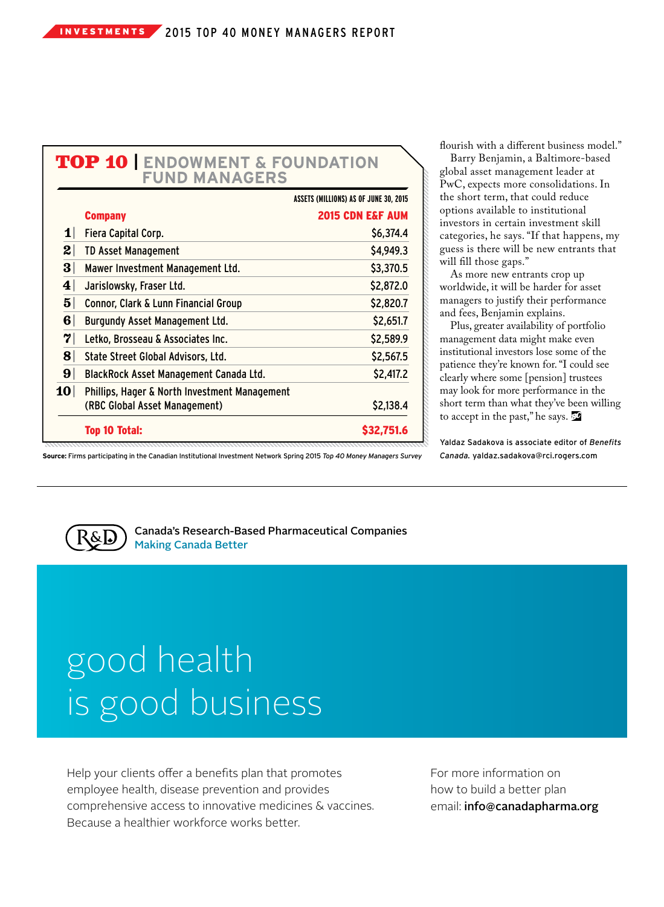## TOP 10 | ENDOWMENT & FOUNDATION FUND MANAGERS

ASSETS (MILLIONS) AS OF JUNE 30, 2015

| | Company | 2015 CDN E&F AUM |
|---|---|---|
| 1 | Fiera Capital Corp. | $6,374.4 |
| 2 | TD Asset Management | $4,949.3 |
| 3 | Mawer Investment Management Ltd. | $3,370.5 |
| 4 | Jarislowsky, Fraser Ltd. | $2,872.0 |
| 5 | Connor, Clark & Lunn Financial Group | $2,820.7 |
| 6 | Burgundy Asset Management Ltd. | $2,651.7 |
| 7 | Letko, Brosseau & Associates Inc. | $2,589.9 |
| 8 | State Street Global Advisors, Ltd. | $2,567.5 |
| 9 | BlackRock Asset Management Canada Ltd. | $2,417.2 |
| 10 | Phillips, Hager & North Investment Management (RBC Global Asset Management) | $2,138.4 |
| | **Top 10 Total:** | **$32,751.6** |

**Source:** Firms participating in the Canadian Institutional Investment Network Spring 2015 *Top 40 Money Managers Survey*

flourish with a different business model."

Barry Benjamin, a Baltimore-based global asset management leader at PwC, expects more consolidations. In the short term, that could reduce options available to institutional investors in certain investment skill categories, he says. "If that happens, my guess is there will be new entrants that will fill those gaps."

As more new entrants crop up worldwide, it will be harder for asset managers to justify their performance and fees, Benjamin explains.

Plus, greater availability of portfolio management data might make even institutional investors lose some of the patience they're known for. "I could see clearly where some [pension] trustees may look for more performance in the short term than what they've been willing to accept in the past," he says.

Yaldaz Sadakova is associate editor of *Benefits Canada*. yaldaz.sadakova@rci.rogers.com

---

R&D Canada's Research-Based Pharmaceutical Companies
Making Canada Better

good health
is good business

Help your clients offer a benefits plan that promotes employee health, disease prevention and provides comprehensive access to innovative medicines & vaccines. Because a healthier workforce works better.

For more information on how to build a better plan
email: **info@canadapharma.org**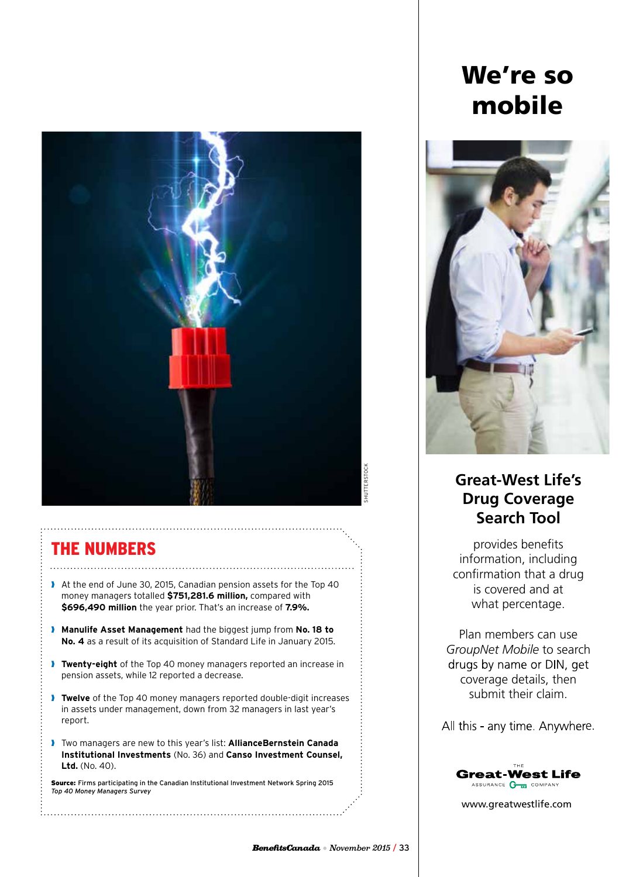## THE NUMBERS

- At the end of June 30, 2015, Canadian pension assets for the Top 40 money managers totalled **$751,281.6 million,** compared with **$696,490 million** the year prior. That's an increase of **7.9%.**
- **Manulife Asset Management** had the biggest jump from **No. 18 to No. 4** as a result of its acquisition of Standard Life in January 2015.
- **Twenty-eight** of the Top 40 money managers reported an increase in pension assets, while 12 reported a decrease.
- **Twelve** of the Top 40 money managers reported double-digit increases in assets under management, down from 32 managers in last year's report.
- Two managers are new to this year's list: **AllianceBernstein Canada Institutional Investments** (No. 36) and **Canso Investment Counsel, Ltd.** (No. 40).

**Source:** Firms participating in the Canadian Institutional Investment Network Spring 2015 *Top 40 Money Managers Survey*

# We're so mobile

## Great-West Life's Drug Coverage Search Tool

provides benefits information, including confirmation that a drug is covered and at what percentage.

Plan members can use *GroupNet Mobile* to search drugs by name or DIN, get coverage details, then submit their claim.

All this - any time. Anywhere.

The Great-West Life Assurance Company

www.greatwestlife.com